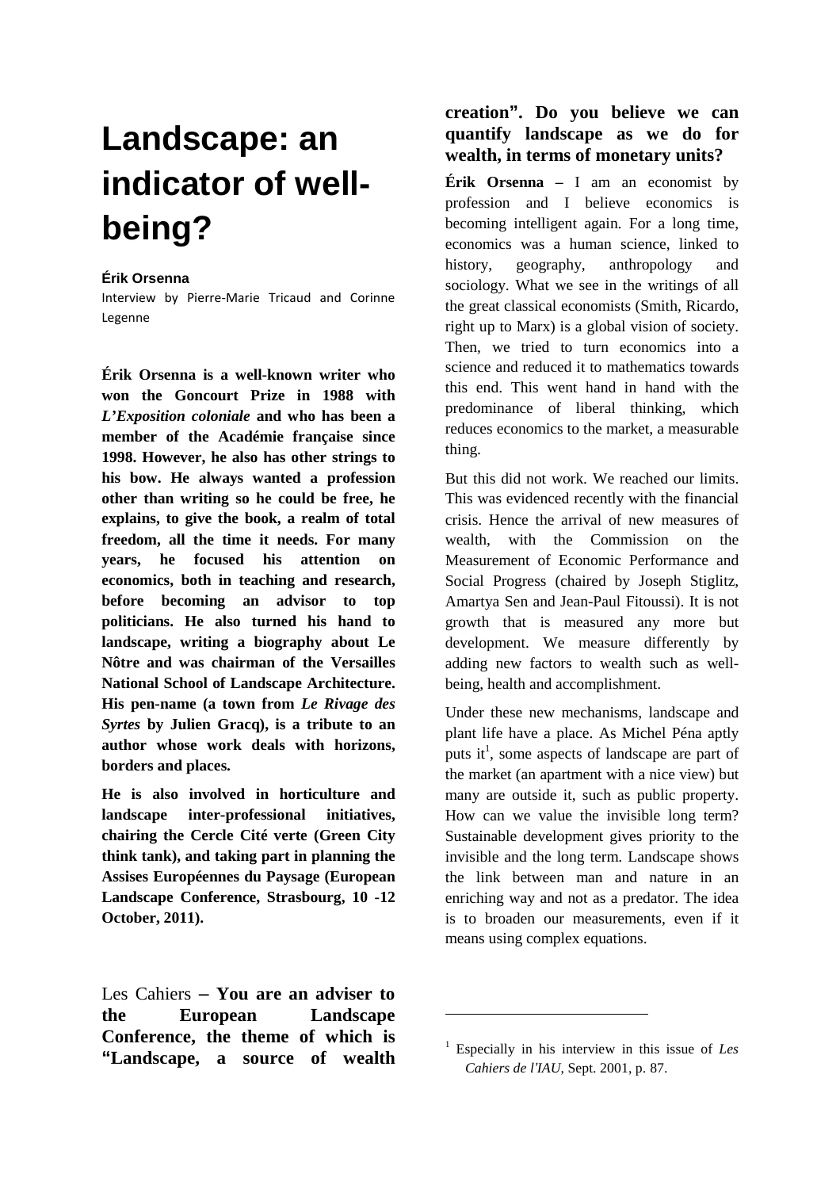# Landscape: an indicator of well-being?

**Érik Orsenna**

Interview by Pierre-Marie Tricaud and Corinne Legenne

**Érik Orsenna is a well-known writer who won the Goncourt Prize in 1988 with *L'Exposition coloniale* and who has been a member of the Académie française since 1998. However, he also has other strings to his bow. He always wanted a profession other than writing so he could be free, he explains, to give the book, a realm of total freedom, all the time it needs. For many years, he focused his attention on economics, both in teaching and research, before becoming an advisor to top politicians. He also turned his hand to landscape, writing a biography about Le Nôtre and was chairman of the Versailles National School of Landscape Architecture. His pen-name (a town from *Le Rivage des Syrtes* by Julien Gracq), is a tribute to an author whose work deals with horizons, borders and places.**

**He is also involved in horticulture and landscape inter-professional initiatives, chairing the Cercle Cité verte (Green City think tank), and taking part in planning the Assises Européennes du Paysage (European Landscape Conference, Strasbourg, 10 -12 October, 2011).**

Les Cahiers – **You are an adviser to the European Landscape Conference, the theme of which is "Landscape, a source of wealth creation". Do you believe we can quantify landscape as we do for wealth, in terms of monetary units?**

**Érik Orsenna –** I am an economist by profession and I believe economics is becoming intelligent again. For a long time, economics was a human science, linked to history, geography, anthropology and sociology. What we see in the writings of all the great classical economists (Smith, Ricardo, right up to Marx) is a global vision of society. Then, we tried to turn economics into a science and reduced it to mathematics towards this end. This went hand in hand with the predominance of liberal thinking, which reduces economics to the market, a measurable thing.

But this did not work. We reached our limits. This was evidenced recently with the financial crisis. Hence the arrival of new measures of wealth, with the Commission on the Measurement of Economic Performance and Social Progress (chaired by Joseph Stiglitz, Amartya Sen and Jean-Paul Fitoussi). It is not growth that is measured any more but development. We measure differently by adding new factors to wealth such as well-being, health and accomplishment.

Under these new mechanisms, landscape and plant life have a place. As Michel Péna aptly puts it[1], some aspects of landscape are part of the market (an apartment with a nice view) but many are outside it, such as public property. How can we value the invisible long term? Sustainable development gives priority to the invisible and the long term. Landscape shows the link between man and nature in an enriching way and not as a predator. The idea is to broaden our measurements, even if it means using complex equations.

---

[1] Especially in his interview in this issue of *Les Cahiers de l'IAU*, Sept. 2001, p. 87.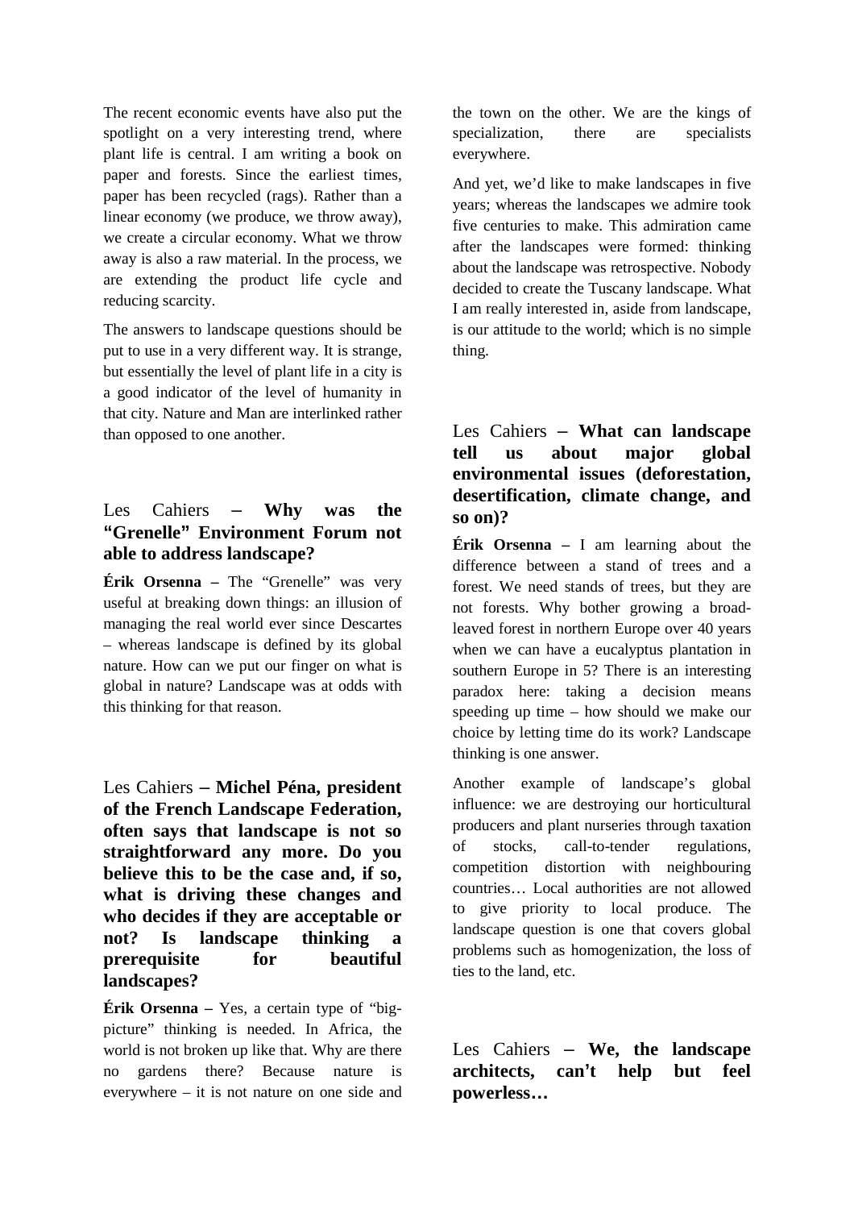The recent economic events have also put the spotlight on a very interesting trend, where plant life is central. I am writing a book on paper and forests. Since the earliest times, paper has been recycled (rags). Rather than a linear economy (we produce, we throw away), we create a circular economy. What we throw away is also a raw material. In the process, we are extending the product life cycle and reducing scarcity.

The answers to landscape questions should be put to use in a very different way. It is strange, but essentially the level of plant life in a city is a good indicator of the level of humanity in that city. Nature and Man are interlinked rather than opposed to one another.

## Les Cahiers – **Why was the "Grenelle" Environment Forum not able to address landscape?**

**Érik Orsenna –** The "Grenelle" was very useful at breaking down things: an illusion of managing the real world ever since Descartes – whereas landscape is defined by its global nature. How can we put our finger on what is global in nature? Landscape was at odds with this thinking for that reason.

## Les Cahiers – **Michel Péna, president of the French Landscape Federation, often says that landscape is not so straightforward any more. Do you believe this to be the case and, if so, what is driving these changes and who decides if they are acceptable or not? Is landscape thinking a prerequisite for beautiful landscapes?**

**Érik Orsenna –** Yes, a certain type of "big-picture" thinking is needed. In Africa, the world is not broken up like that. Why are there no gardens there? Because nature is everywhere – it is not nature on one side and the town on the other. We are the kings of specialization, there are specialists everywhere.

And yet, we'd like to make landscapes in five years; whereas the landscapes we admire took five centuries to make. This admiration came after the landscapes were formed: thinking about the landscape was retrospective. Nobody decided to create the Tuscany landscape. What I am really interested in, aside from landscape, is our attitude to the world; which is no simple thing.

## Les Cahiers – **What can landscape tell us about major global environmental issues (deforestation, desertification, climate change, and so on)?**

**Érik Orsenna –** I am learning about the difference between a stand of trees and a forest. We need stands of trees, but they are not forests. Why bother growing a broad-leaved forest in northern Europe over 40 years when we can have a eucalyptus plantation in southern Europe in 5? There is an interesting paradox here: taking a decision means speeding up time – how should we make our choice by letting time do its work? Landscape thinking is one answer.

Another example of landscape's global influence: we are destroying our horticultural producers and plant nurseries through taxation of stocks, call-to-tender regulations, competition distortion with neighbouring countries… Local authorities are not allowed to give priority to local produce. The landscape question is one that covers global problems such as homogenization, the loss of ties to the land, etc.

## Les Cahiers – **We, the landscape architects, can't help but feel powerless…**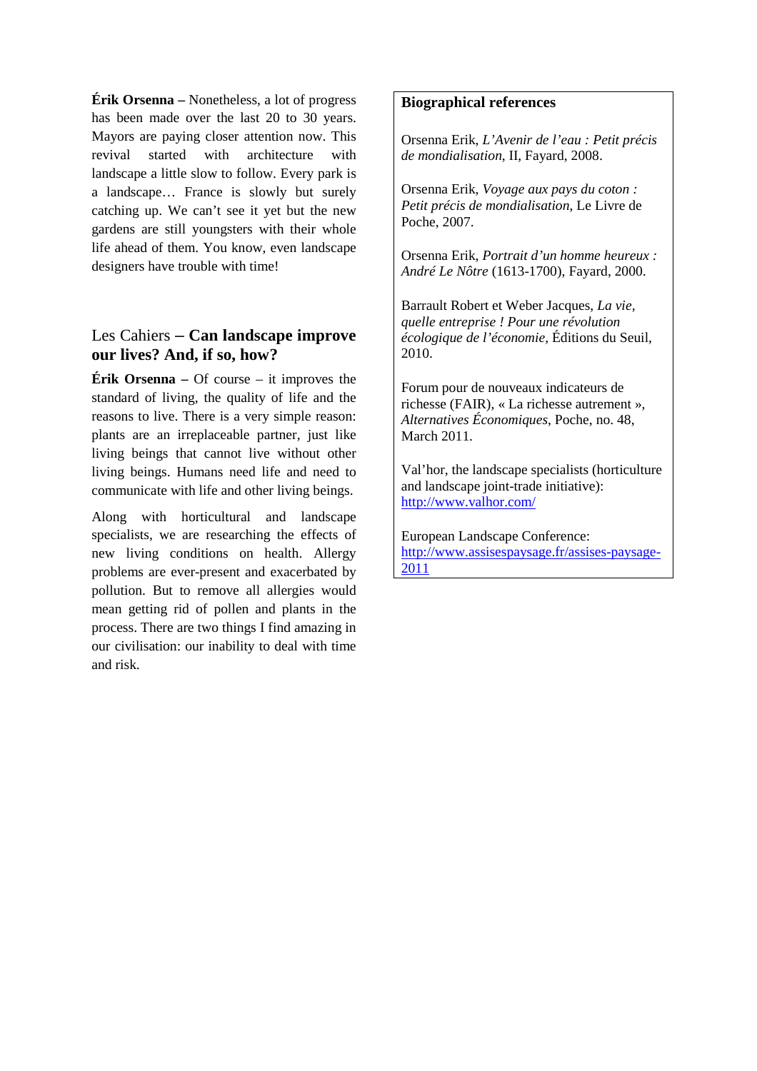**Érik Orsenna –** Nonetheless, a lot of progress has been made over the last 20 to 30 years. Mayors are paying closer attention now. This revival started with architecture with landscape a little slow to follow. Every park is a landscape… France is slowly but surely catching up. We can't see it yet but the new gardens are still youngsters with their whole life ahead of them. You know, even landscape designers have trouble with time!

## Les Cahiers – **Can landscape improve our lives? And, if so, how?**

**Érik Orsenna –** Of course – it improves the standard of living, the quality of life and the reasons to live. There is a very simple reason: plants are an irreplaceable partner, just like living beings that cannot live without other living beings. Humans need life and need to communicate with life and other living beings.

Along with horticultural and landscape specialists, we are researching the effects of new living conditions on health. Allergy problems are ever-present and exacerbated by pollution. But to remove all allergies would mean getting rid of pollen and plants in the process. There are two things I find amazing in our civilisation: our inability to deal with time and risk.

### Biographical references

Orsenna Erik, *L'Avenir de l'eau : Petit précis de mondialisation*, II, Fayard, 2008.

Orsenna Erik, *Voyage aux pays du coton : Petit précis de mondialisation*, Le Livre de Poche, 2007.

Orsenna Erik, *Portrait d'un homme heureux : André Le Nôtre* (1613-1700), Fayard, 2000.

Barrault Robert et Weber Jacques, *La vie, quelle entreprise ! Pour une révolution écologique de l'économie*, Éditions du Seuil, 2010.

Forum pour de nouveaux indicateurs de richesse (FAIR), « La richesse autrement », *Alternatives Économiques*, Poche, no. 48, March 2011.

Val'hor, the landscape specialists (horticulture and landscape joint-trade initiative): http://www.valhor.com/

European Landscape Conference: http://www.assisespaysage.fr/assises-paysage-2011